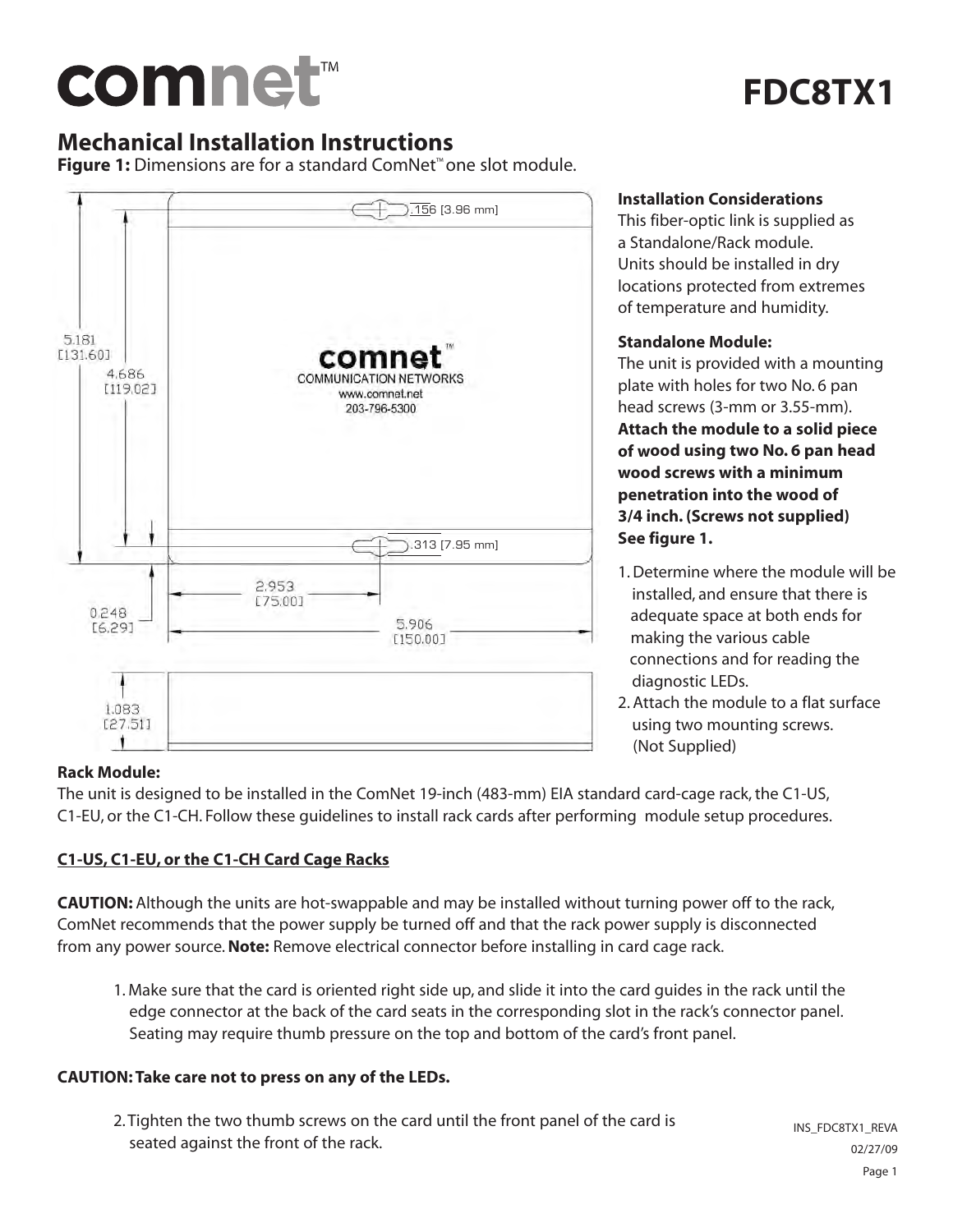# comnet™

# FDC8TX1

## Mechanical Installation Instructions

**Figure 1:** Dimensions are for a standard ComNet™ one slot module.

.156 [3.96 mm]

5.181 [131.60]

4.686 [119.02]

comnet™
COMMUNICATION NETWORKS
www.comnet.net
203-796-5300

.313 [7.95 mm]

2.953 [75.00]

0.248 [6.29]

5.906 [150.00]

1.083 [27.51]

**Installation Considerations**

This fiber-optic link is supplied as a Standalone/Rack module. Units should be installed in dry locations protected from extremes of temperature and humidity.

**Standalone Module:**

The unit is provided with a mounting plate with holes for two No. 6 pan head screws (3-mm or 3.55-mm). **Attach the module to a solid piece of wood using two No. 6 pan head wood screws with a minimum penetration into the wood of 3/4 inch. (Screws not supplied) See figure 1.**

1. Determine where the module will be installed, and ensure that there is adequate space at both ends for making the various cable connections and for reading the diagnostic LEDs.
2. Attach the module to a flat surface using two mounting screws. (Not Supplied)

**Rack Module:**

The unit is designed to be installed in the ComNet 19-inch (483-mm) EIA standard card-cage rack, the C1-US, C1-EU, or the C1-CH. Follow these guidelines to install rack cards after performing module setup procedures.

**C1-US, C1-EU, or the C1-CH Card Cage Racks**

**CAUTION:** Although the units are hot-swappable and may be installed without turning power off to the rack, ComNet recommends that the power supply be turned off and that the rack power supply is disconnected from any power source. **Note:** Remove electrical connector before installing in card cage rack.

1. Make sure that the card is oriented right side up, and slide it into the card guides in the rack until the edge connector at the back of the card seats in the corresponding slot in the rack's connector panel. Seating may require thumb pressure on the top and bottom of the card's front panel.

**CAUTION: Take care not to press on any of the LEDs.**

2. Tighten the two thumb screws on the card until the front panel of the card is seated against the front of the rack.

INS_FDC8TX1_REVA
02/27/09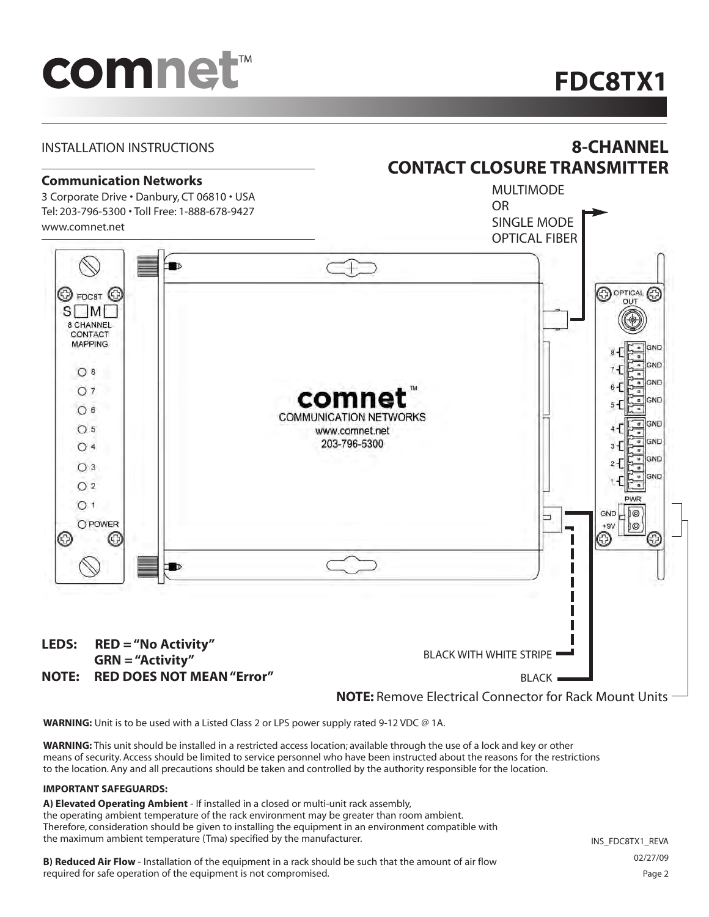# FDC8TX1

INSTALLATION INSTRUCTIONS

## 8-CHANNEL CONTACT CLOSURE TRANSMITTER

**Communication Networks**
3 Corporate Drive • Danbury, CT 06810 • USA
Tel: 203-796-5300 • Toll Free: 1-888-678-9427
www.comnet.net

MULTIMODE OR SINGLE MODE OPTICAL FIBER

FDC8T
S M
8 CHANNEL CONTACT MAPPING

8
7
6
5
4
3
2
1
POWER

comnet™
COMMUNICATION NETWORKS
www.comnet.net
203-796-5300

OPTICAL OUT

8 GND
7 GND
6 GND
5 GND
4 GND
3 GND
2 GND
1 GND

PWR
GND
+9V

**LEDS: RED = "No Activity"**
**GRN = "Activity"**
**NOTE: RED DOES NOT MEAN "Error"**

BLACK WITH WHITE STRIPE

BLACK

**NOTE:** Remove Electrical Connector for Rack Mount Units

**WARNING:** Unit is to be used with a Listed Class 2 or LPS power supply rated 9-12 VDC @ 1A.

**WARNING:** This unit should be installed in a restricted access location; available through the use of a lock and key or other means of security. Access should be limited to service personnel who have been instructed about the reasons for the restrictions to the location. Any and all precautions should be taken and controlled by the authority responsible for the location.

**IMPORTANT SAFEGUARDS:**

**A) Elevated Operating Ambient** - If installed in a closed or multi-unit rack assembly, the operating ambient temperature of the rack environment may be greater than room ambient. Therefore, consideration should be given to installing the equipment in an environment compatible with the maximum ambient temperature (Tma) specified by the manufacturer.

**B) Reduced Air Flow** - Installation of the equipment in a rack should be such that the amount of air flow required for safe operation of the equipment is not compromised.

INS_FDC8TX1_REVA
02/27/09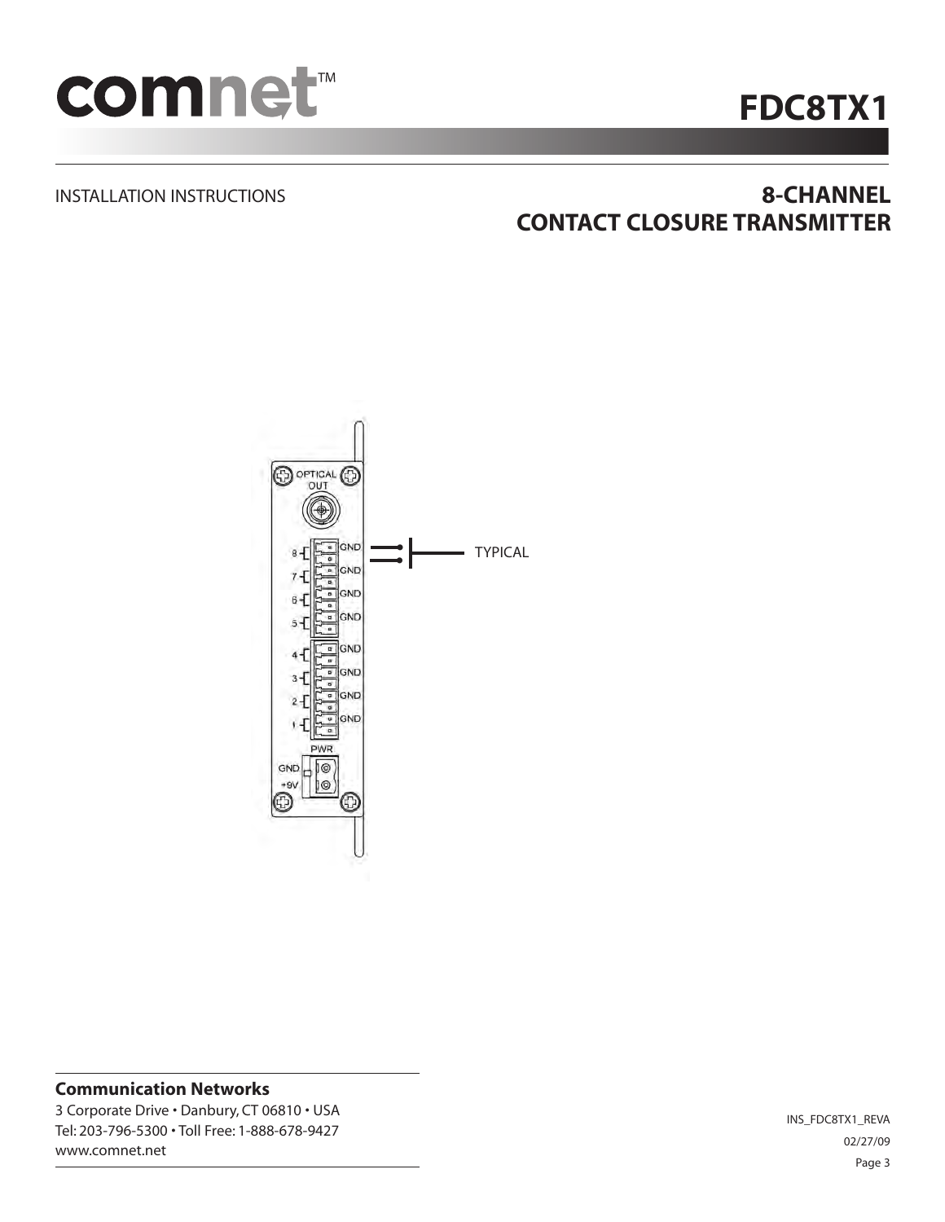# FDC8TX1

INSTALLATION INSTRUCTIONS

## 8-CHANNEL CONTACT CLOSURE TRANSMITTER

OPTICAL OUT

8 GND
7 GND
6 GND
5 GND
4 GND
3 GND
2 GND
1 GND

TYPICAL

PWR
GND
+9V

**Communication Networks**

3 Corporate Drive • Danbury, CT 06810 • USA
Tel: 203-796-5300 • Toll Free: 1-888-678-9427
www.comnet.net

INS_FDC8TX1_REVA
02/27/09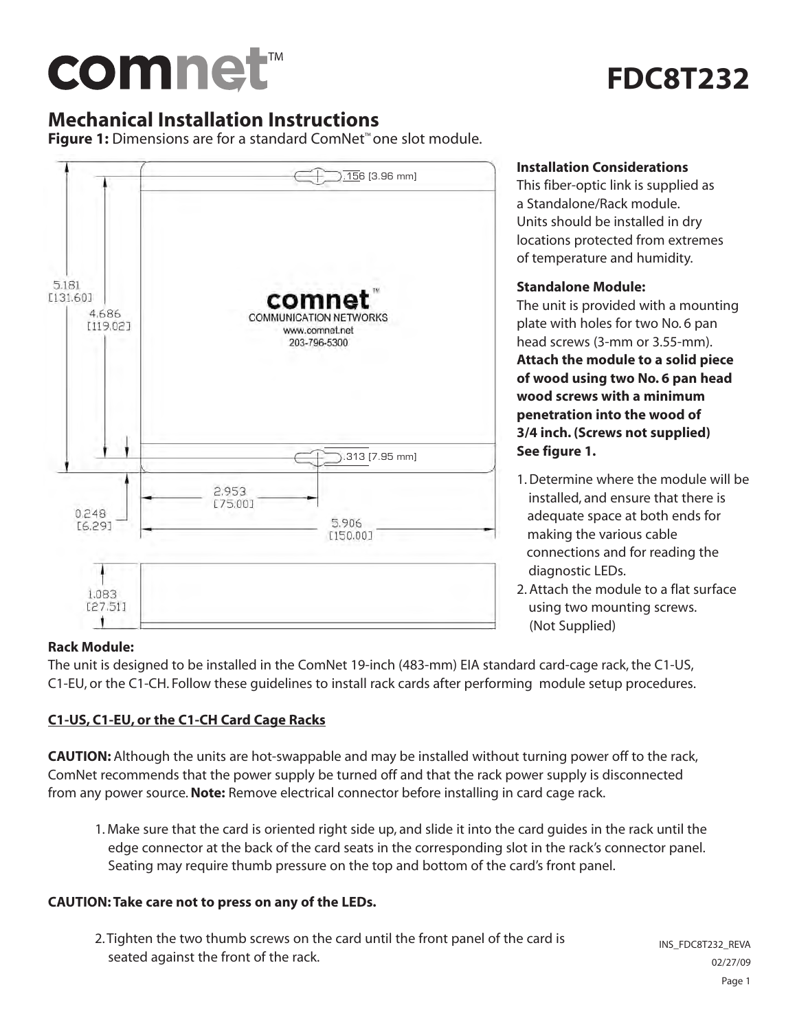# comnet™

# FDC8T232

## Mechanical Installation Instructions

**Figure 1:** Dimensions are for a standard ComNet™ one slot module.

.156 [3.96 mm]

5.181 [131.60]

4.686 [119.02]

comnet™
COMMUNICATION NETWORKS
www.comnet.net
203-796-5300

.313 [7.95 mm]

2.953 [75.00]

0.248 [6.29]

5.906 [150.00]

1.083 [27.51]

**Installation Considerations**

This fiber-optic link is supplied as a Standalone/Rack module. Units should be installed in dry locations protected from extremes of temperature and humidity.

**Standalone Module:**

The unit is provided with a mounting plate with holes for two No. 6 pan head screws (3-mm or 3.55-mm). **Attach the module to a solid piece of wood using two No. 6 pan head wood screws with a minimum penetration into the wood of 3/4 inch. (Screws not supplied) See figure 1.**

1. Determine where the module will be installed, and ensure that there is adequate space at both ends for making the various cable connections and for reading the diagnostic LEDs.
2. Attach the module to a flat surface using two mounting screws. (Not Supplied)

**Rack Module:**

The unit is designed to be installed in the ComNet 19-inch (483-mm) EIA standard card-cage rack, the C1-US, C1-EU, or the C1-CH. Follow these guidelines to install rack cards after performing module setup procedures.

**C1-US, C1-EU, or the C1-CH Card Cage Racks**

**CAUTION:** Although the units are hot-swappable and may be installed without turning power off to the rack, ComNet recommends that the power supply be turned off and that the rack power supply is disconnected from any power source. **Note:** Remove electrical connector before installing in card cage rack.

1. Make sure that the card is oriented right side up, and slide it into the card guides in the rack until the edge connector at the back of the card seats in the corresponding slot in the rack's connector panel. Seating may require thumb pressure on the top and bottom of the card's front panel.

**CAUTION: Take care not to press on any of the LEDs.**

2. Tighten the two thumb screws on the card until the front panel of the card is seated against the front of the rack.

INS_FDC8T232_REVA
02/27/09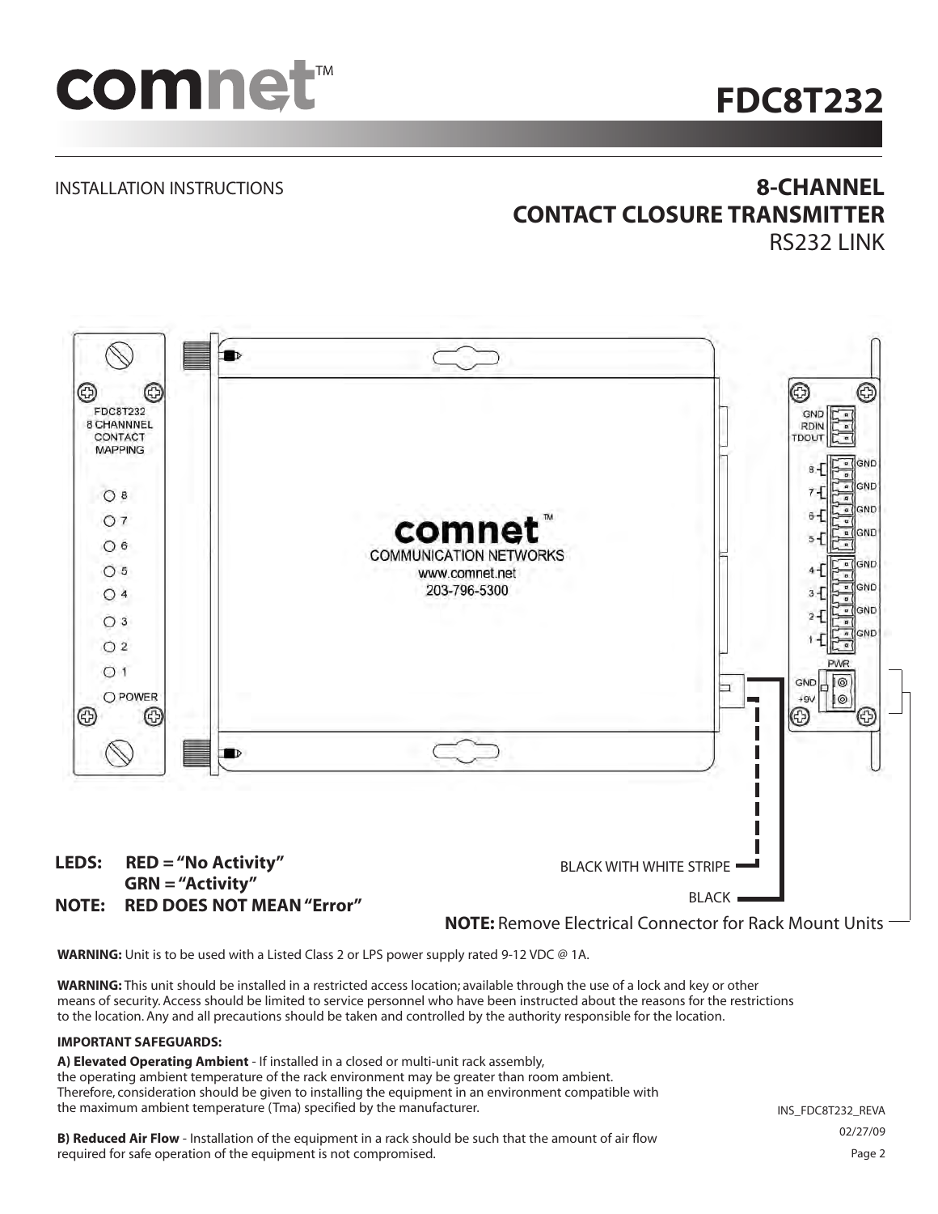# FDC8T232

INSTALLATION INSTRUCTIONS

## 8-CHANNEL CONTACT CLOSURE TRANSMITTER

RS232 LINK

FDC8T232
8 CHANNNEL
CONTACT
MAPPING

8
7
6
5
4
3
2
1
POWER

comnet™
COMMUNICATION NETWORKS
www.comnet.net
203-796-5300

GND
RDIN
TDOUT

8 GND
7 GND
6 GND
5 GND
4 GND
3 GND
2 GND
1 GND

PWR
GND
+9V

BLACK WITH WHITE STRIPE

BLACK

**LEDS: RED = "No Activity"**
**GRN = "Activity"**
**NOTE: RED DOES NOT MEAN "Error"**

**NOTE:** Remove Electrical Connector for Rack Mount Units

**WARNING:** Unit is to be used with a Listed Class 2 or LPS power supply rated 9-12 VDC @ 1A.

**WARNING:** This unit should be installed in a restricted access location; available through the use of a lock and key or other means of security. Access should be limited to service personnel who have been instructed about the reasons for the restrictions to the location. Any and all precautions should be taken and controlled by the authority responsible for the location.

**IMPORTANT SAFEGUARDS:**

**A) Elevated Operating Ambient** - If installed in a closed or multi-unit rack assembly, the operating ambient temperature of the rack environment may be greater than room ambient. Therefore, consideration should be given to installing the equipment in an environment compatible with the maximum ambient temperature (Tma) specified by the manufacturer.

**B) Reduced Air Flow** - Installation of the equipment in a rack should be such that the amount of air flow required for safe operation of the equipment is not compromised.

INS_FDC8T232_REVA
02/27/09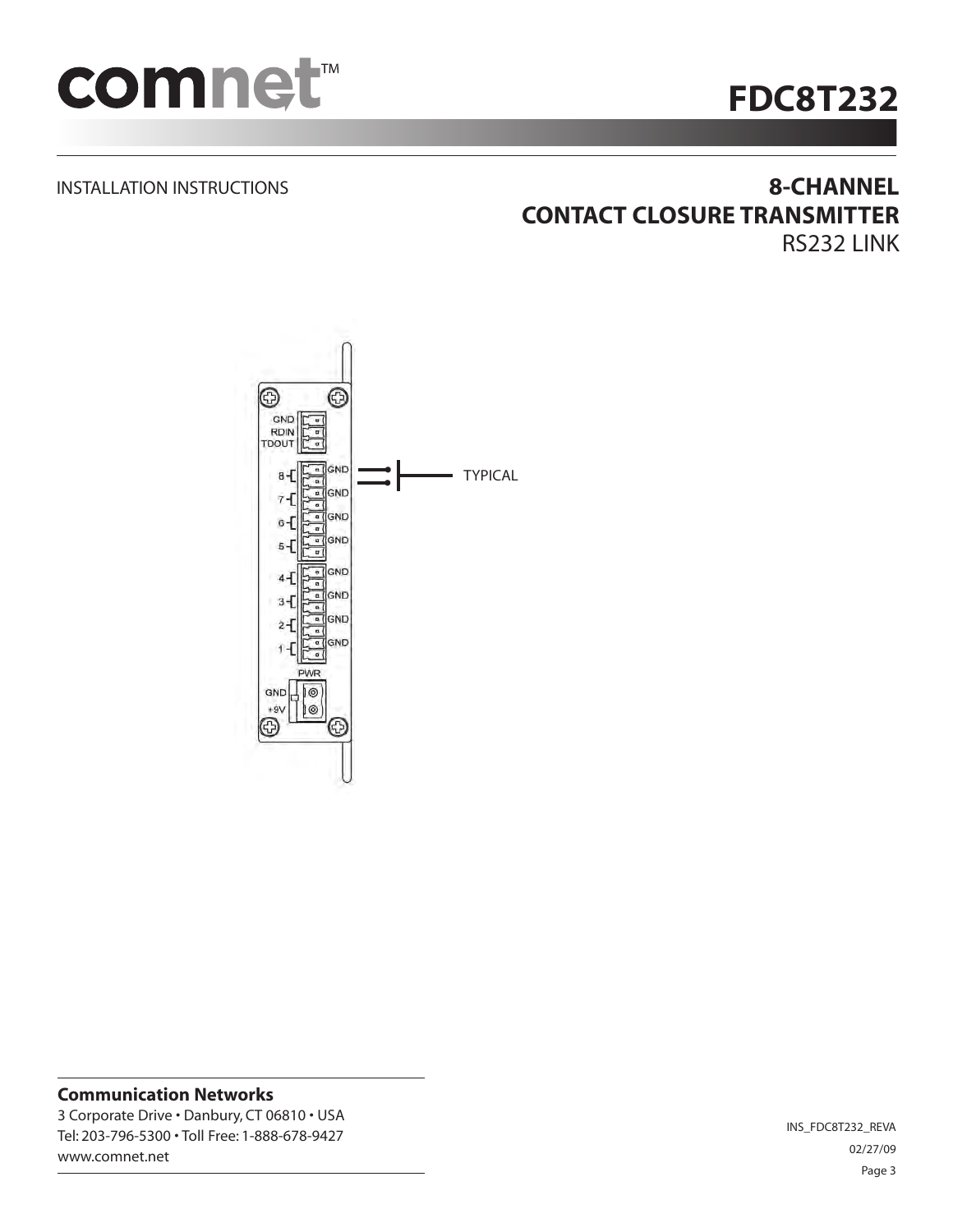# FDC8T232

INSTALLATION INSTRUCTIONS

## 8-CHANNEL CONTACT CLOSURE TRANSMITTER

RS232 LINK

GND
RDIN
TDOUT

8 GND
7 GND
6 GND
5 GND
4 GND
3 GND
2 GND
1 GND

TYPICAL

PWR
GND
+9V

**Communication Networks**
3 Corporate Drive • Danbury, CT 06810 • USA
Tel: 203-796-5300 • Toll Free: 1-888-678-9427
www.comnet.net

INS_FDC8T232_REVA
02/27/09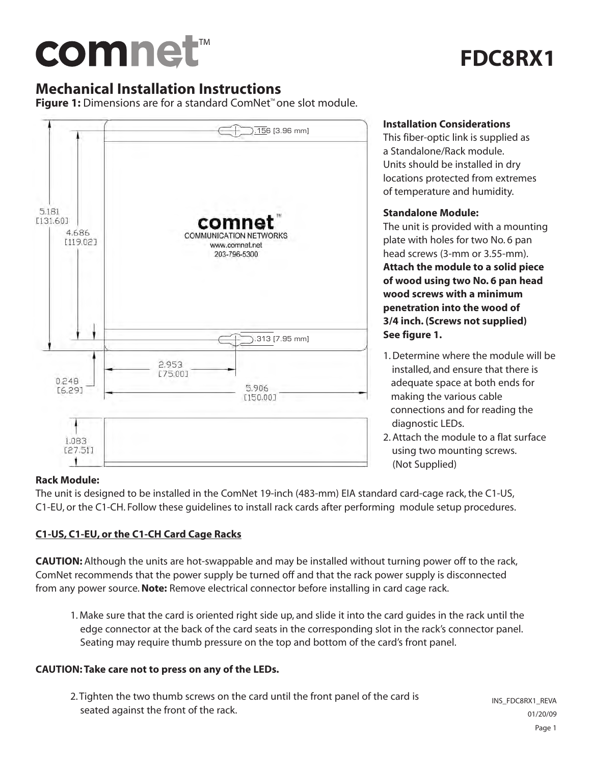# comnet™

# FDC8RX1

## Mechanical Installation Instructions

**Figure 1:** Dimensions are for a standard ComNet™ one slot module.

.156 [3.96 mm]

5.181 [131.60]

4.686 [119.02]

comnet™
COMMUNICATION NETWORKS
www.comnet.net
203-796-5300

.313 [7.95 mm]

2.953 [75.00]

0.248 [6.29]

5.906 [150.00]

1.083 [27.51]

**Installation Considerations**

This fiber-optic link is supplied as a Standalone/Rack module. Units should be installed in dry locations protected from extremes of temperature and humidity.

**Standalone Module:**

The unit is provided with a mounting plate with holes for two No. 6 pan head screws (3-mm or 3.55-mm). **Attach the module to a solid piece of wood using two No. 6 pan head wood screws with a minimum penetration into the wood of 3/4 inch. (Screws not supplied) See figure 1.**

1. Determine where the module will be installed, and ensure that there is adequate space at both ends for making the various cable connections and for reading the diagnostic LEDs.
2. Attach the module to a flat surface using two mounting screws. (Not Supplied)

**Rack Module:**

The unit is designed to be installed in the ComNet 19-inch (483-mm) EIA standard card-cage rack, the C1-US, C1-EU, or the C1-CH. Follow these guidelines to install rack cards after performing module setup procedures.

**C1-US, C1-EU, or the C1-CH Card Cage Racks**

**CAUTION:** Although the units are hot-swappable and may be installed without turning power off to the rack, ComNet recommends that the power supply be turned off and that the rack power supply is disconnected from any power source. **Note:** Remove electrical connector before installing in card cage rack.

1. Make sure that the card is oriented right side up, and slide it into the card guides in the rack until the edge connector at the back of the card seats in the corresponding slot in the rack's connector panel. Seating may require thumb pressure on the top and bottom of the card's front panel.

**CAUTION: Take care not to press on any of the LEDs.**

2. Tighten the two thumb screws on the card until the front panel of the card is seated against the front of the rack.

INS_FDC8RX1_REVA
01/20/09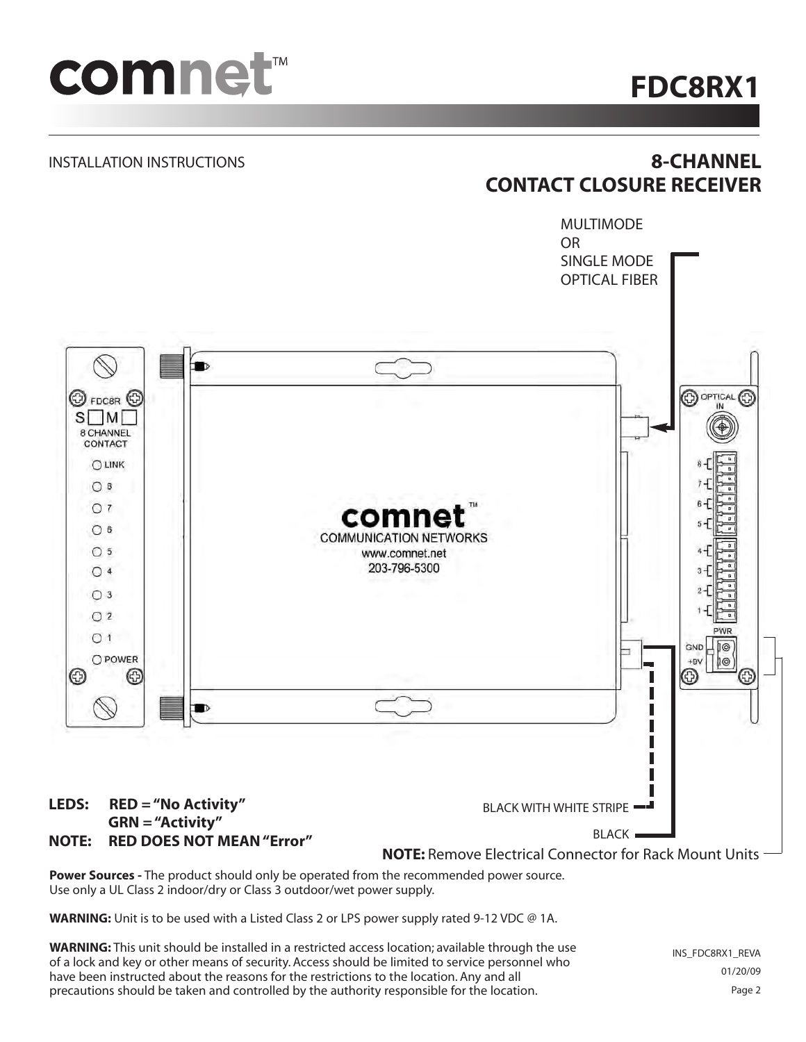# FDC8RX1

INSTALLATION INSTRUCTIONS

## 8-CHANNEL CONTACT CLOSURE RECEIVER

MULTIMODE OR SINGLE MODE OPTICAL FIBER

BLACK WITH WHITE STRIPE

BLACK

**LEDS: RED = "No Activity"**
**GRN = "Activity"**
**NOTE: RED DOES NOT MEAN "Error"**

**NOTE:** Remove Electrical Connector for Rack Mount Units

**Power Sources -** The product should only be operated from the recommended power source. Use only a UL Class 2 indoor/dry or Class 3 outdoor/wet power supply.

**WARNING:** Unit is to be used with a Listed Class 2 or LPS power supply rated 9-12 VDC @ 1A.

**WARNING:** This unit should be installed in a restricted access location; available through the use of a lock and key or other means of security. Access should be limited to service personnel who have been instructed about the reasons for the restrictions to the location. Any and all precautions should be taken and controlled by the authority responsible for the location.

INS_FDC8RX1_REVA
01/20/09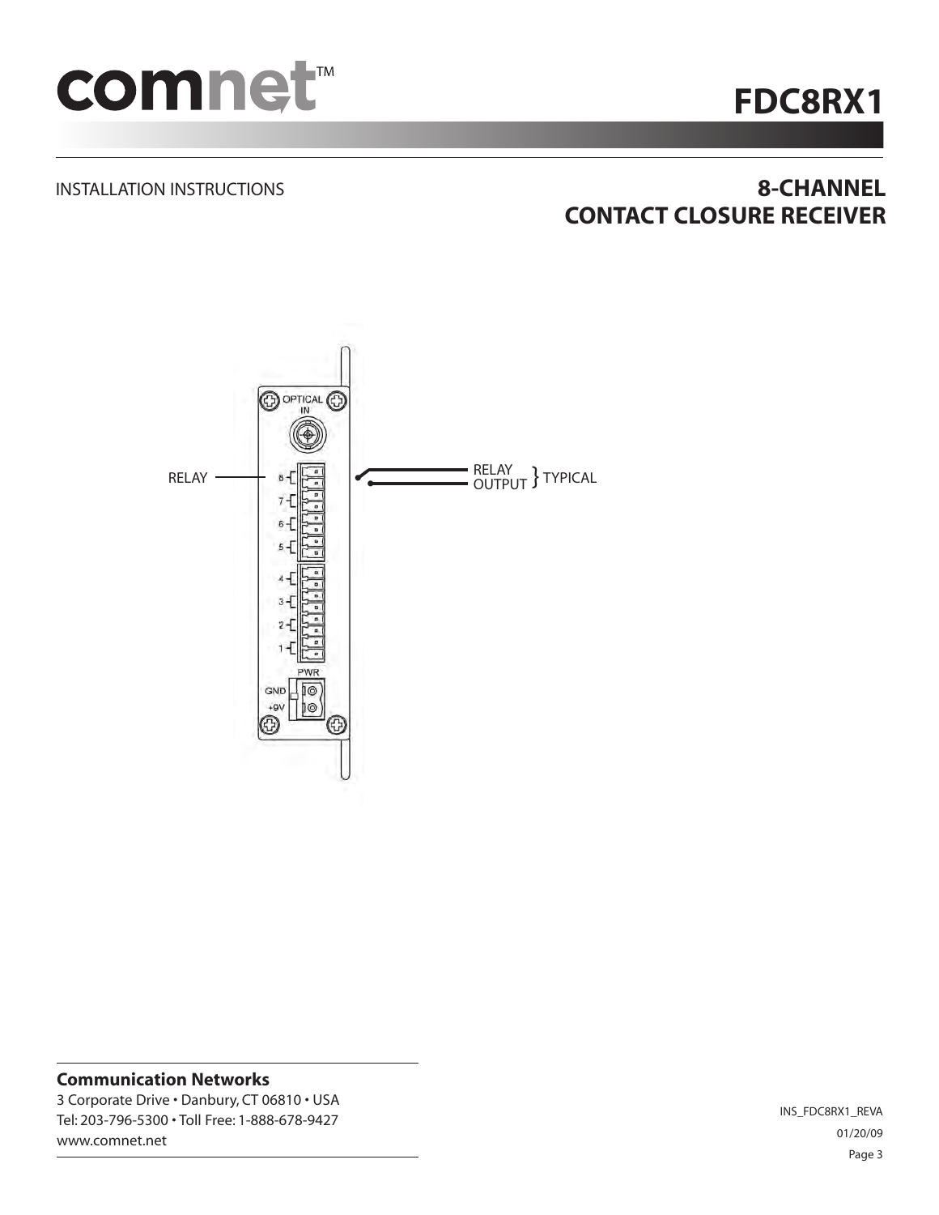# FDC8RX1

INSTALLATION INSTRUCTIONS

## 8-CHANNEL CONTACT CLOSURE RECEIVER

RELAY

OPTICAL IN

8
7
6
5
4
3
2
1

PWR

GND

+9V

RELAY OUTPUT } TYPICAL

**Communication Networks**

3 Corporate Drive • Danbury, CT 06810 • USA
Tel: 203-796-5300 • Toll Free: 1-888-678-9427
www.comnet.net

INS_FDC8RX1_REVA
01/20/09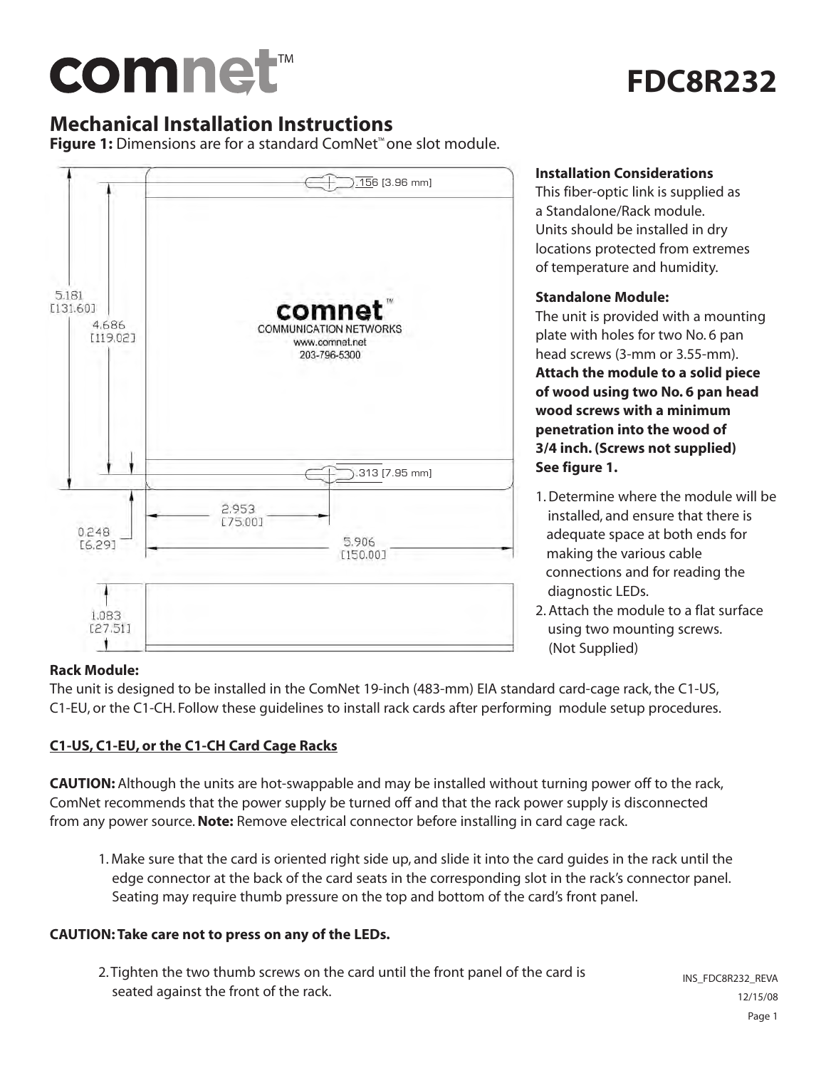# comnet™

# FDC8R232

## Mechanical Installation Instructions

**Figure 1:** Dimensions are for a standard ComNet™ one slot module.

.156 [3.96 mm]

5.181 [131.60]

4.686 [119.02]

comnet™
COMMUNICATION NETWORKS
www.comnet.net
203-796-5300

.313 [7.95 mm]

2.953 [75.00]

0.248 [6.29]

5.906 [150.00]

1.083 [27.51]

**Installation Considerations**

This fiber-optic link is supplied as a Standalone/Rack module. Units should be installed in dry locations protected from extremes of temperature and humidity.

**Standalone Module:**

The unit is provided with a mounting plate with holes for two No. 6 pan head screws (3-mm or 3.55-mm). **Attach the module to a solid piece of wood using two No. 6 pan head wood screws with a minimum penetration into the wood of 3/4 inch. (Screws not supplied) See figure 1.**

1. Determine where the module will be installed, and ensure that there is adequate space at both ends for making the various cable connections and for reading the diagnostic LEDs.
2. Attach the module to a flat surface using two mounting screws. (Not Supplied)

**Rack Module:**

The unit is designed to be installed in the ComNet 19-inch (483-mm) EIA standard card-cage rack, the C1-US, C1-EU, or the C1-CH. Follow these guidelines to install rack cards after performing module setup procedures.

**C1-US, C1-EU, or the C1-CH Card Cage Racks**

**CAUTION:** Although the units are hot-swappable and may be installed without turning power off to the rack, ComNet recommends that the power supply be turned off and that the rack power supply is disconnected from any power source. **Note:** Remove electrical connector before installing in card cage rack.

1. Make sure that the card is oriented right side up, and slide it into the card guides in the rack until the edge connector at the back of the card seats in the corresponding slot in the rack's connector panel. Seating may require thumb pressure on the top and bottom of the card's front panel.

**CAUTION: Take care not to press on any of the LEDs.**

2. Tighten the two thumb screws on the card until the front panel of the card is seated against the front of the rack.

INS_FDC8R232_REVA
12/15/08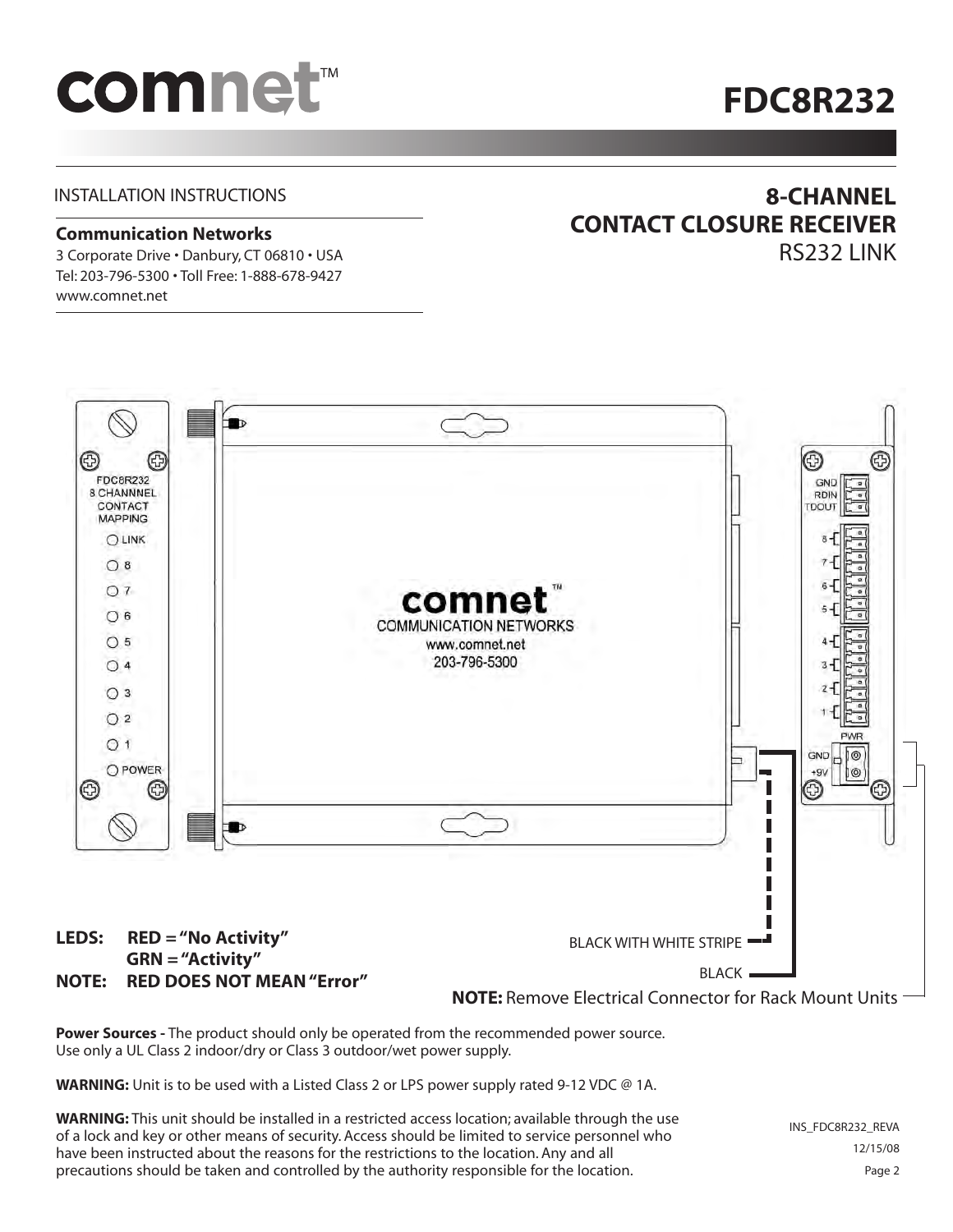# comnet™

# FDC8R232

INSTALLATION INSTRUCTIONS

**Communication Networks**
3 Corporate Drive • Danbury, CT 06810 • USA
Tel: 203-796-5300 • Toll Free: 1-888-678-9427
www.comnet.net

## 8-CHANNEL CONTACT CLOSURE RECEIVER
RS232 LINK

FDC8R232
8 CHANNNEL
CONTACT
MAPPING

LINK
8
7
6
5
4
3
2
1
POWER

comnet™
COMMUNICATION NETWORKS
www.comnet.net
203-796-5300

GND
RDIN
TDOUT

8
7
6
5
4
3
2
1

PWR
GND
+9V

BLACK WITH WHITE STRIPE

BLACK

**LEDS: RED = "No Activity"**
**GRN = "Activity"**
**NOTE: RED DOES NOT MEAN "Error"**

**NOTE:** Remove Electrical Connector for Rack Mount Units

**Power Sources -** The product should only be operated from the recommended power source. Use only a UL Class 2 indoor/dry or Class 3 outdoor/wet power supply.

**WARNING:** Unit is to be used with a Listed Class 2 or LPS power supply rated 9-12 VDC @ 1A.

**WARNING:** This unit should be installed in a restricted access location; available through the use of a lock and key or other means of security. Access should be limited to service personnel who have been instructed about the reasons for the restrictions to the location. Any and all precautions should be taken and controlled by the authority responsible for the location.

INS_FDC8R232_REVA
12/15/08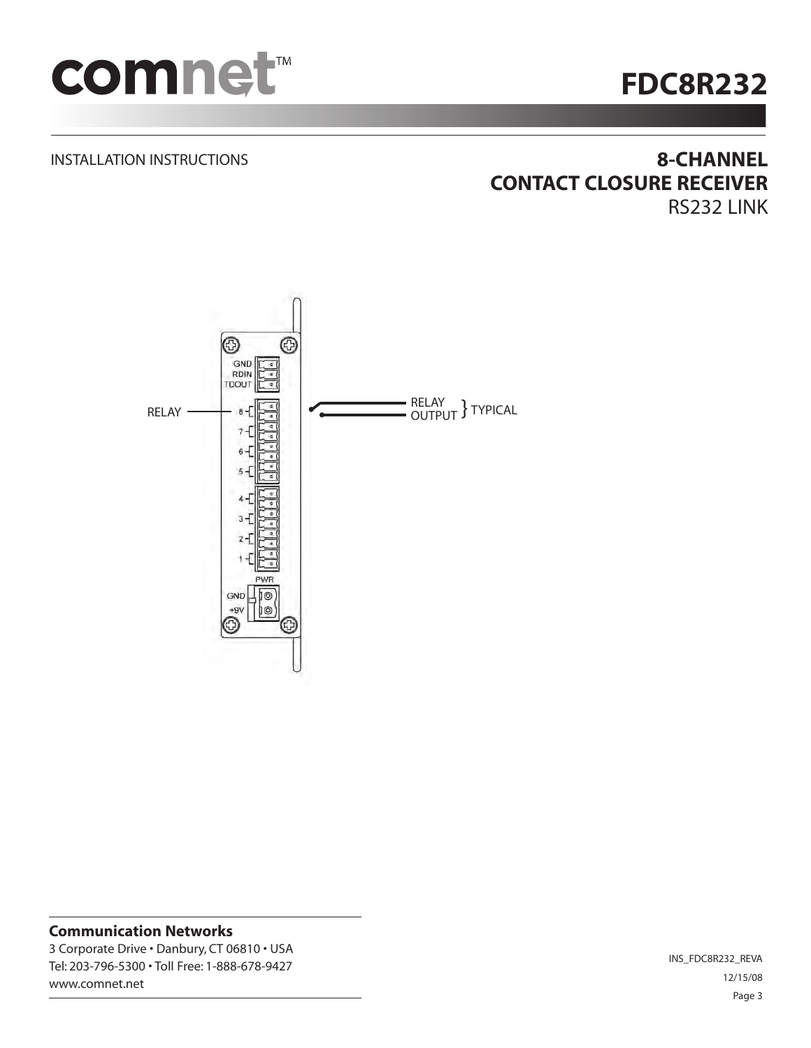# FDC8R232

INSTALLATION INSTRUCTIONS

## 8-CHANNEL CONTACT CLOSURE RECEIVER

RS232 LINK

GND
RDIN
TDOUT

RELAY

8
7
6
5
4
3
2
1

RELAY OUTPUT } TYPICAL

PWR
GND
+9V

**Communication Networks**

3 Corporate Drive • Danbury, CT 06810 • USA
Tel: 203-796-5300 • Toll Free: 1-888-678-9427
www.comnet.net

INS_FDC8R232_REVA
12/15/08